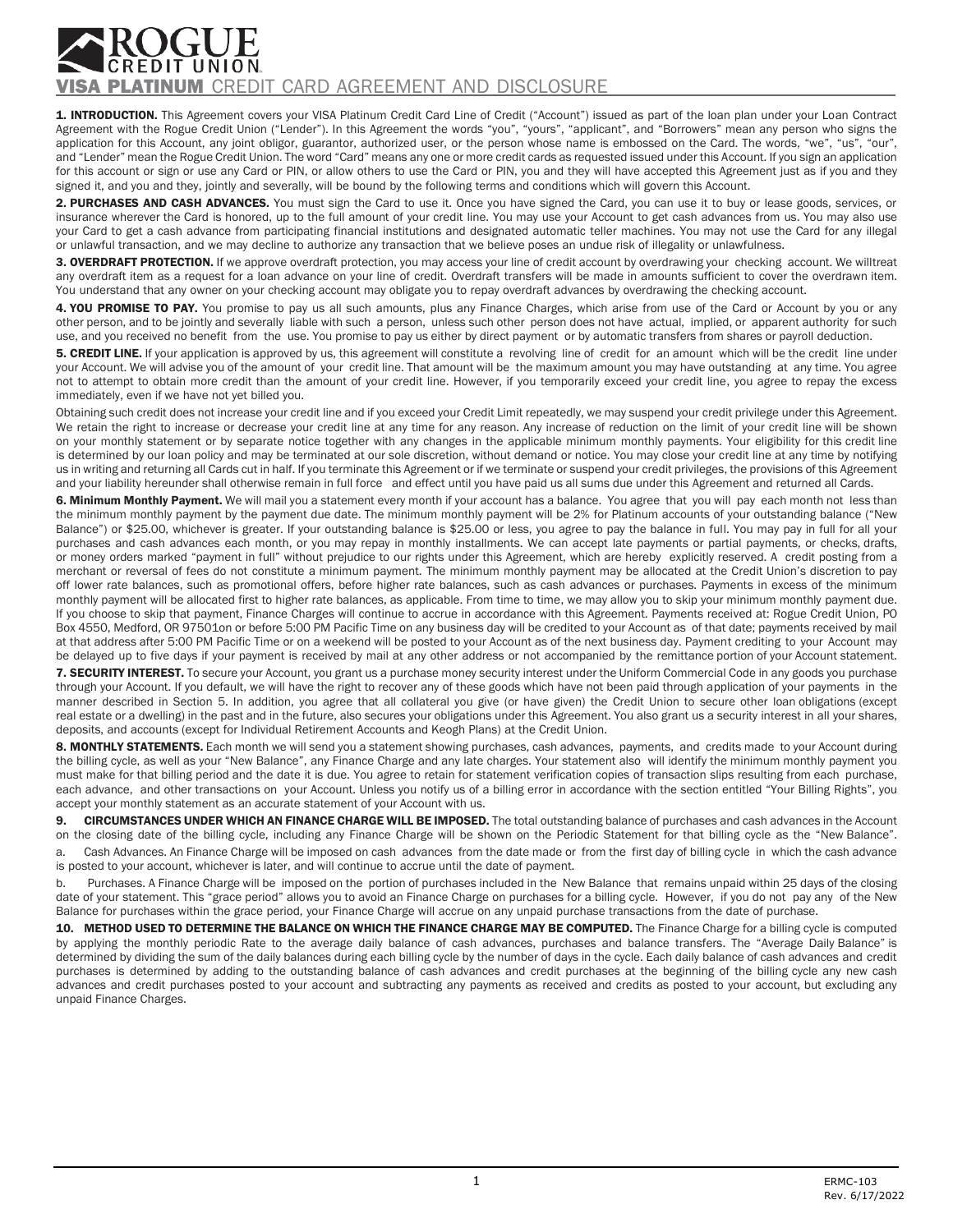# ROGUE CREDIT UNION

## VISA PLATINUM CREDIT CARD AGREEMENT AND DISCLOSURE

**1. INTRODUCTION.** This Agreement covers your VISA Platinum Credit Card Line of Credit ("Account") issued as part of the loan plan under your Loan Contract Agreement with the Rogue Credit Union ("Lender"). In this Agreement the words "you", "yours", "applicant", and "Borrowers" mean any person who signs the application for this Account, any joint obligor, guarantor, authorized user, or the person whose name is embossed on the Card. The words, "we", "us", "our", and "Lender" mean the Rogue Credit Union. The word "Card" means any one or more credit cards as requested issued under this Account. If you sign an application for this account or sign or use any Card or PIN, or allow others to use the Card or PIN, you and they will have accepted this Agreement just as if you and they signed it, and you and they, jointly and severally, will be bound by the following terms and conditions which will govern this Account.

**2. PURCHASES AND CASH ADVANCES.** You must sign the Card to use it. Once you have signed the Card, you can use it to buy or lease goods, services, or insurance wherever the Card is honored, up to the full amount of your credit line. You may use your Account to get cash advances from us. You may also use your Card to get a cash advance from participating financial institutions and designated automatic teller machines. You may not use the Card for any illegal or unlawful transaction, and we may decline to authorize any transaction that we believe poses an undue risk of illegality or unlawfulness.

**3. OVERDRAFT PROTECTION.** If we approve overdraft protection, you may access your line of credit account by overdrawing your checking account. We willtreat any overdraft item as a request for a loan advance on your line of credit. Overdraft transfers will be made in amounts sufficient to cover the overdrawn item. You understand that any owner on your checking account may obligate you to repay overdraft advances by overdrawing the checking account.

**4. YOU PROMISE TO PAY.** You promise to pay us all such amounts, plus any Finance Charges, which arise from use of the Card or Account by you or any other person, and to be jointly and severally liable with such a person, unless such other person does not have actual, implied, or apparent authority for such use, and you received no benefit from the use. You promise to pay us either by direct payment or by automatic transfers from shares or payroll deduction.

**5. CREDIT LINE.** If your application is approved by us, this agreement will constitute a revolving line of credit for an amount which will be the credit line under your Account. We will advise you of the amount of your credit line. That amount will be the maximum amount you may have outstanding at any time. You agree not to attempt to obtain more credit than the amount of your credit line. However, if you temporarily exceed your credit line, you agree to repay the excess immediately, even if we have not yet billed you.

Obtaining such credit does not increase your credit line and if you exceed your Credit Limit repeatedly, we may suspend your credit privilege under this Agreement. We retain the right to increase or decrease your credit line at any time for any reason. Any increase of reduction on the limit of your credit line will be shown on your monthly statement or by separate notice together with any changes in the applicable minimum monthly payments. Your eligibility for this credit line is determined by our loan policy and may be terminated at our sole discretion, without demand or notice. You may close your credit line at any time by notifying us in writing and returning all Cards cut in half. If you terminate this Agreement or if we terminate or suspend your credit privileges, the provisions of this Agreement and your liability hereunder shall otherwise remain in full force and effect until you have paid us all sums due under this Agreement and returned all Cards.

**6. Minimum Monthly Payment.** We will mail you a statement every month if your account has a balance. You agree that you will pay each month not less than the minimum monthly payment by the payment due date. The minimum monthly payment will be 2% for Platinum accounts of your outstanding balance ("New Balance") or $25.00, whichever is greater. If your outstanding balance is $25.00 or less, you agree to pay the balance in full. You may pay in full for all your purchases and cash advances each month, or you may repay in monthly installments. We can accept late payments or partial payments, or checks, drafts, or money orders marked "payment in full" without prejudice to our rights under this Agreement, which are hereby explicitly reserved. A credit posting from a merchant or reversal of fees do not constitute a minimum payment. The minimum monthly payment may be allocated at the Credit Union's discretion to pay off lower rate balances, such as promotional offers, before higher rate balances, such as cash advances or purchases. Payments in excess of the minimum monthly payment will be allocated first to higher rate balances, as applicable. From time to time, we may allow you to skip your minimum monthly payment due. If you choose to skip that payment, Finance Charges will continue to accrue in accordance with this Agreement. Payments received at: Rogue Credit Union, PO Box 4550, Medford, OR 97501on or before 5:00 PM Pacific Time on any business day will be credited to your Account as of that date; payments received by mail at that address after 5:00 PM Pacific Time or on a weekend will be posted to your Account as of the next business day. Payment crediting to your Account may be delayed up to five days if your payment is received by mail at any other address or not accompanied by the remittance portion of your Account statement.

**7. SECURITY INTEREST.** To secure your Account, you grant us a purchase money security interest under the Uniform Commercial Code in any goods you purchase through your Account. If you default, we will have the right to recover any of these goods which have not been paid through application of your payments in the manner described in Section 5. In addition, you agree that all collateral you give (or have given) the Credit Union to secure other loan obligations (except real estate or a dwelling) in the past and in the future, also secures your obligations under this Agreement. You also grant us a security interest in all your shares, deposits, and accounts (except for Individual Retirement Accounts and Keogh Plans) at the Credit Union.

**8. MONTHLY STATEMENTS.** Each month we will send you a statement showing purchases, cash advances, payments, and credits made to your Account during the billing cycle, as well as your "New Balance", any Finance Charge and any late charges. Your statement also will identify the minimum monthly payment you must make for that billing period and the date it is due. You agree to retain for statement verification copies of transaction slips resulting from each purchase, each advance, and other transactions on your Account. Unless you notify us of a billing error in accordance with the section entitled "Your Billing Rights", you accept your monthly statement as an accurate statement of your Account with us.

**9. CIRCUMSTANCES UNDER WHICH AN FINANCE CHARGE WILL BE IMPOSED.** The total outstanding balance of purchases and cash advances in the Account on the closing date of the billing cycle, including any Finance Charge will be shown on the Periodic Statement for that billing cycle as the "New Balance".

a. Cash Advances. An Finance Charge will be imposed on cash advances from the date made or from the first day of billing cycle in which the cash advance is posted to your account, whichever is later, and will continue to accrue until the date of payment.

b. Purchases. A Finance Charge will be imposed on the portion of purchases included in the New Balance that remains unpaid within 25 days of the closing date of your statement. This "grace period" allows you to avoid an Finance Charge on purchases for a billing cycle. However, if you do not pay any of the New Balance for purchases within the grace period, your Finance Charge will accrue on any unpaid purchase transactions from the date of purchase.

**10. METHOD USED TO DETERMINE THE BALANCE ON WHICH THE FINANCE CHARGE MAY BE COMPUTED.** The Finance Charge for a billing cycle is computed by applying the monthly periodic Rate to the average daily balance of cash advances, purchases and balance transfers. The "Average Daily Balance" is determined by dividing the sum of the daily balances during each billing cycle by the number of days in the cycle. Each daily balance of cash advances and credit purchases is determined by adding to the outstanding balance of cash advances and credit purchases at the beginning of the billing cycle any new cash advances and credit purchases posted to your account and subtracting any payments as received and credits as posted to your account, but excluding any unpaid Finance Charges.

ERMC-103
Rev. 6/17/2022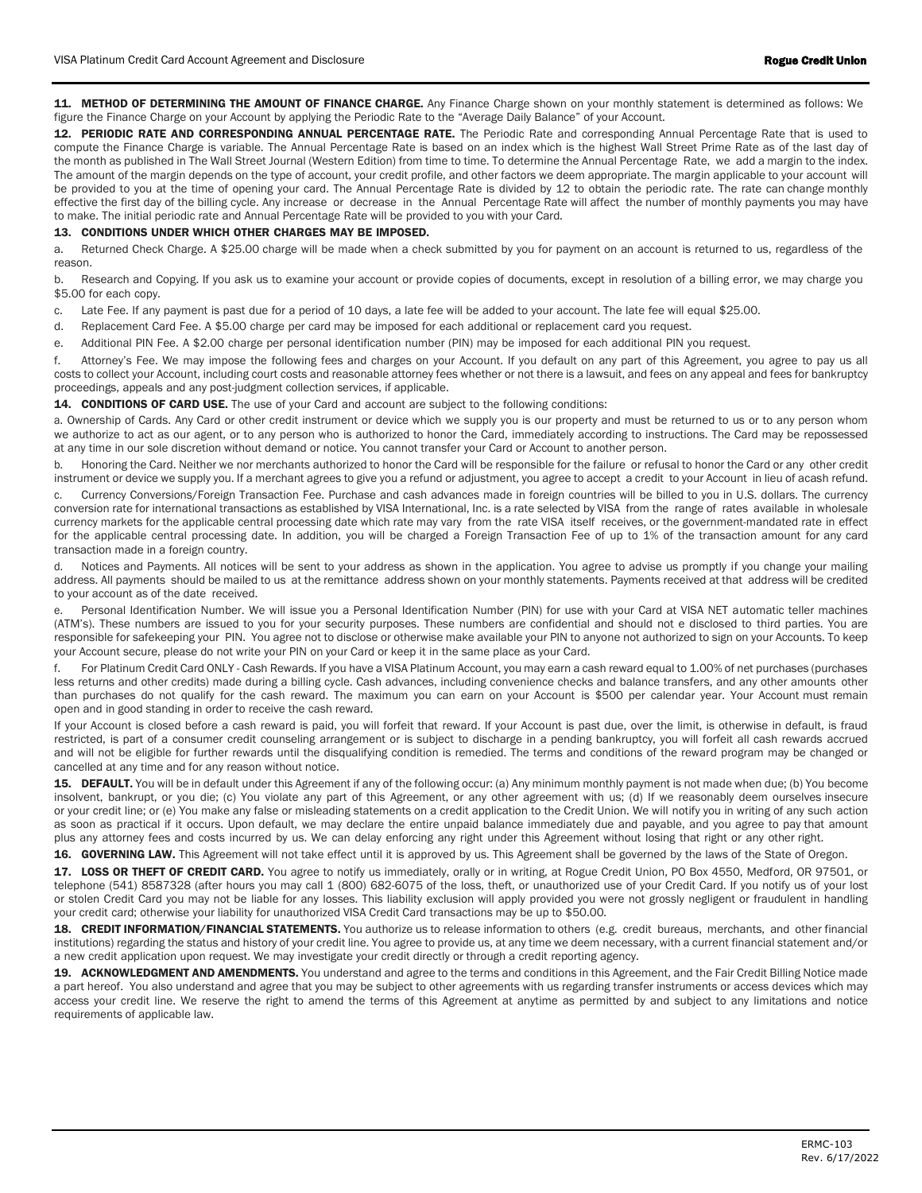**11. METHOD OF DETERMINING THE AMOUNT OF FINANCE CHARGE.** Any Finance Charge shown on your monthly statement is determined as follows: We figure the Finance Charge on your Account by applying the Periodic Rate to the "Average Daily Balance" of your Account.

**12. PERIODIC RATE AND CORRESPONDING ANNUAL PERCENTAGE RATE.** The Periodic Rate and corresponding Annual Percentage Rate that is used to compute the Finance Charge is variable. The Annual Percentage Rate is based on an index which is the highest Wall Street Prime Rate as of the last day of the month as published in The Wall Street Journal (Western Edition) from time to time. To determine the Annual Percentage Rate, we add a margin to the index. The amount of the margin depends on the type of account, your credit profile, and other factors we deem appropriate. The margin applicable to your account will be provided to you at the time of opening your card. The Annual Percentage Rate is divided by 12 to obtain the periodic rate. The rate can change monthly effective the first day of the billing cycle. Any increase or decrease in the Annual Percentage Rate will affect the number of monthly payments you may have to make. The initial periodic rate and Annual Percentage Rate will be provided to you with your Card.

**13. CONDITIONS UNDER WHICH OTHER CHARGES MAY BE IMPOSED.**

a. Returned Check Charge. A $25.00 charge will be made when a check submitted by you for payment on an account is returned to us, regardless of the reason.

b. Research and Copying. If you ask us to examine your account or provide copies of documents, except in resolution of a billing error, we may charge you $5.00 for each copy.

c. Late Fee. If any payment is past due for a period of 10 days, a late fee will be added to your account. The late fee will equal $25.00.

d. Replacement Card Fee. A $5.00 charge per card may be imposed for each additional or replacement card you request.

e. Additional PIN Fee. A $2.00 charge per personal identification number (PIN) may be imposed for each additional PIN you request.

f. Attorney's Fee. We may impose the following fees and charges on your Account. If you default on any part of this Agreement, you agree to pay us all costs to collect your Account, including court costs and reasonable attorney fees whether or not there is a lawsuit, and fees on any appeal and fees for bankruptcy proceedings, appeals and any post-judgment collection services, if applicable.

**14. CONDITIONS OF CARD USE.** The use of your Card and account are subject to the following conditions:

a. Ownership of Cards. Any Card or other credit instrument or device which we supply you is our property and must be returned to us or to any person whom we authorize to act as our agent, or to any person who is authorized to honor the Card, immediately according to instructions. The Card may be repossessed at any time in our sole discretion without demand or notice. You cannot transfer your Card or Account to another person.

b. Honoring the Card. Neither we nor merchants authorized to honor the Card will be responsible for the failure or refusal to honor the Card or any other credit instrument or device we supply you. If a merchant agrees to give you a refund or adjustment, you agree to accept a credit to your Account in lieu of acash refund.

c. Currency Conversions/Foreign Transaction Fee. Purchase and cash advances made in foreign countries will be billed to you in U.S. dollars. The currency conversion rate for international transactions as established by VISA International, Inc. is a rate selected by VISA from the range of rates available in wholesale currency markets for the applicable central processing date which rate may vary from the rate VISA itself receives, or the government-mandated rate in effect for the applicable central processing date. In addition, you will be charged a Foreign Transaction Fee of up to 1% of the transaction amount for any card transaction made in a foreign country.

d. Notices and Payments. All notices will be sent to your address as shown in the application. You agree to advise us promptly if you change your mailing address. All payments should be mailed to us at the remittance address shown on your monthly statements. Payments received at that address will be credited to your account as of the date received.

e. Personal Identification Number. We will issue you a Personal Identification Number (PIN) for use with your Card at VISA NET automatic teller machines (ATM's). These numbers are issued to you for your security purposes. These numbers are confidential and should not e disclosed to third parties. You are responsible for safekeeping your PIN. You agree not to disclose or otherwise make available your PIN to anyone not authorized to sign on your Accounts. To keep your Account secure, please do not write your PIN on your Card or keep it in the same place as your Card.

f. For Platinum Credit Card ONLY - Cash Rewards. If you have a VISA Platinum Account, you may earn a cash reward equal to 1.00% of net purchases (purchases less returns and other credits) made during a billing cycle. Cash advances, including convenience checks and balance transfers, and any other amounts other than purchases do not qualify for the cash reward. The maximum you can earn on your Account is $500 per calendar year. Your Account must remain open and in good standing in order to receive the cash reward.

If your Account is closed before a cash reward is paid, you will forfeit that reward. If your Account is past due, over the limit, is otherwise in default, is fraud restricted, is part of a consumer credit counseling arrangement or is subject to discharge in a pending bankruptcy, you will forfeit all cash rewards accrued and will not be eligible for further rewards until the disqualifying condition is remedied. The terms and conditions of the reward program may be changed or cancelled at any time and for any reason without notice.

**15. DEFAULT.** You will be in default under this Agreement if any of the following occur: (a) Any minimum monthly payment is not made when due; (b) You become insolvent, bankrupt, or you die; (c) You violate any part of this Agreement, or any other agreement with us; (d) If we reasonably deem ourselves insecure or your credit line; or (e) You make any false or misleading statements on a credit application to the Credit Union. We will notify you in writing of any such action as soon as practical if it occurs. Upon default, we may declare the entire unpaid balance immediately due and payable, and you agree to pay that amount plus any attorney fees and costs incurred by us. We can delay enforcing any right under this Agreement without losing that right or any other right.

**16. GOVERNING LAW.** This Agreement will not take effect until it is approved by us. This Agreement shall be governed by the laws of the State of Oregon.

**17. LOSS OR THEFT OF CREDIT CARD.** You agree to notify us immediately, orally or in writing, at Rogue Credit Union, PO Box 4550, Medford, OR 97501, or telephone (541) 8587328 (after hours you may call 1 (800) 682-6075 of the loss, theft, or unauthorized use of your Credit Card. If you notify us of your lost or stolen Credit Card you may not be liable for any losses. This liability exclusion will apply provided you were not grossly negligent or fraudulent in handling your credit card; otherwise your liability for unauthorized VISA Credit Card transactions may be up to $50.00.

**18. CREDIT INFORMATION/FINANCIAL STATEMENTS.** You authorize us to release information to others (e.g. credit bureaus, merchants, and other financial institutions) regarding the status and history of your credit line. You agree to provide us, at any time we deem necessary, with a current financial statement and/or a new credit application upon request. We may investigate your credit directly or through a credit reporting agency.

**19. ACKNOWLEDGMENT AND AMENDMENTS.** You understand and agree to the terms and conditions in this Agreement, and the Fair Credit Billing Notice made a part hereof. You also understand and agree that you may be subject to other agreements with us regarding transfer instruments or access devices which may access your credit line. We reserve the right to amend the terms of this Agreement at anytime as permitted by and subject to any limitations and notice requirements of applicable law.

ERMC-103
Rev. 6/17/2022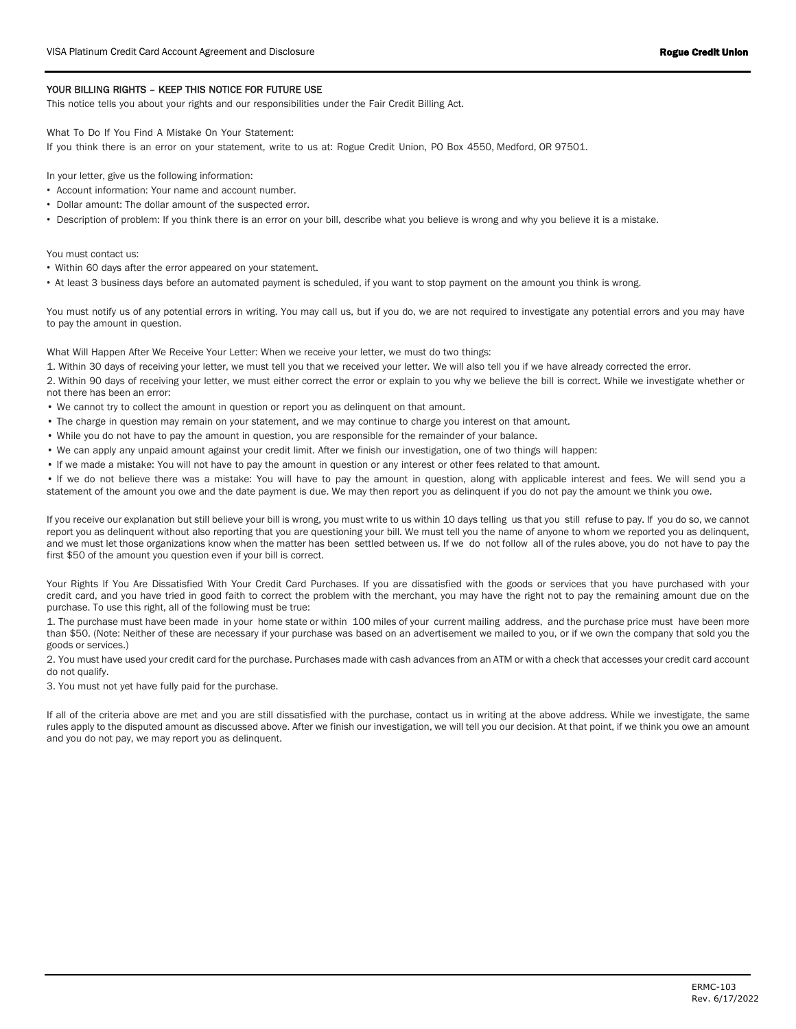## YOUR BILLING RIGHTS – KEEP THIS NOTICE FOR FUTURE USE

This notice tells you about your rights and our responsibilities under the Fair Credit Billing Act.

What To Do If You Find A Mistake On Your Statement:

If you think there is an error on your statement, write to us at: Rogue Credit Union, PO Box 4550, Medford, OR 97501.

In your letter, give us the following information:

- Account information: Your name and account number.
- Dollar amount: The dollar amount of the suspected error.
- Description of problem: If you think there is an error on your bill, describe what you believe is wrong and why you believe it is a mistake.

You must contact us:

- Within 60 days after the error appeared on your statement.
- At least 3 business days before an automated payment is scheduled, if you want to stop payment on the amount you think is wrong.

You must notify us of any potential errors in writing. You may call us, but if you do, we are not required to investigate any potential errors and you may have to pay the amount in question.

What Will Happen After We Receive Your Letter: When we receive your letter, we must do two things:

1. Within 30 days of receiving your letter, we must tell you that we received your letter. We will also tell you if we have already corrected the error.
2. Within 90 days of receiving your letter, we must either correct the error or explain to you why we believe the bill is correct. While we investigate whether or not there has been an error:

- We cannot try to collect the amount in question or report you as delinquent on that amount.
- The charge in question may remain on your statement, and we may continue to charge you interest on that amount.
- While you do not have to pay the amount in question, you are responsible for the remainder of your balance.
- We can apply any unpaid amount against your credit limit. After we finish our investigation, one of two things will happen:
- If we made a mistake: You will not have to pay the amount in question or any interest or other fees related to that amount.
- If we do not believe there was a mistake: You will have to pay the amount in question, along with applicable interest and fees. We will send you a statement of the amount you owe and the date payment is due. We may then report you as delinquent if you do not pay the amount we think you owe.

If you receive our explanation but still believe your bill is wrong, you must write to us within 10 days telling us that you still refuse to pay. If you do so, we cannot report you as delinquent without also reporting that you are questioning your bill. We must tell you the name of anyone to whom we reported you as delinquent, and we must let those organizations know when the matter has been settled between us. If we do not follow all of the rules above, you do not have to pay the first $50 of the amount you question even if your bill is correct.

Your Rights If You Are Dissatisfied With Your Credit Card Purchases. If you are dissatisfied with the goods or services that you have purchased with your credit card, and you have tried in good faith to correct the problem with the merchant, you may have the right not to pay the remaining amount due on the purchase. To use this right, all of the following must be true:

1. The purchase must have been made in your home state or within 100 miles of your current mailing address, and the purchase price must have been more than $50. (Note: Neither of these are necessary if your purchase was based on an advertisement we mailed to you, or if we own the company that sold you the goods or services.)
2. You must have used your credit card for the purchase. Purchases made with cash advances from an ATM or with a check that accesses your credit card account do not qualify.
3. You must not yet have fully paid for the purchase.

If all of the criteria above are met and you are still dissatisfied with the purchase, contact us in writing at the above address. While we investigate, the same rules apply to the disputed amount as discussed above. After we finish our investigation, we will tell you our decision. At that point, if we think you owe an amount and you do not pay, we may report you as delinquent.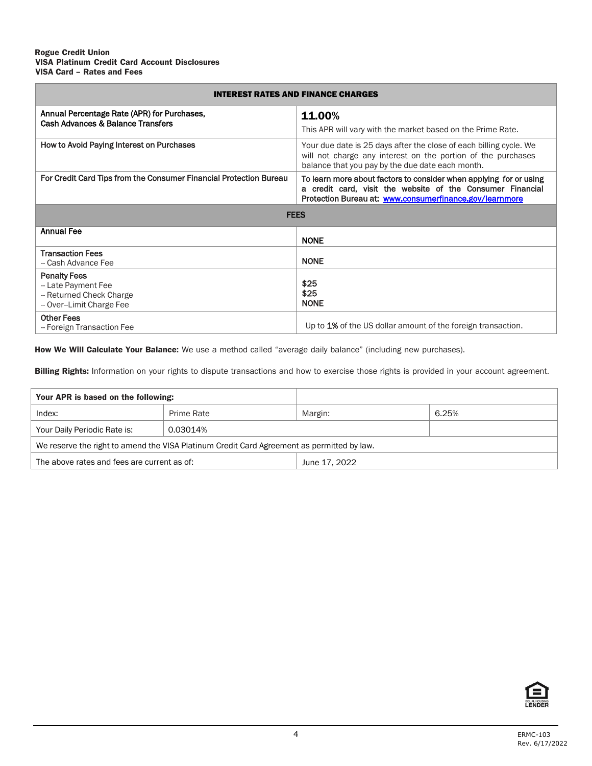**Rogue Credit Union**
**VISA Platinum Credit Card Account Disclosures**
**VISA Card – Rates and Fees**

| **INTEREST RATES AND FINANCE CHARGES** | |
|---|---|
| Annual Percentage Rate (APR) for Purchases, Cash Advances & Balance Transfers | **11.00%**<br>This APR will vary with the market based on the Prime Rate. |
| How to Avoid Paying Interest on Purchases | Your due date is 25 days after the close of each billing cycle. We will not charge any interest on the portion of the purchases balance that you pay by the due date each month. |
| For Credit Card Tips from the Consumer Financial Protection Bureau | To learn more about factors to consider when applying for or using a credit card, visit the website of the Consumer Financial Protection Bureau at: [www.consumerfinance.gov/learnmore](http://www.consumerfinance.gov/learnmore) |
| **FEES** | |
| **Annual Fee** | **NONE** |
| **Transaction Fees**<br>– Cash Advance Fee | **NONE** |
| **Penalty Fees**<br>– Late Payment Fee<br>– Returned Check Charge<br>– Over–Limit Charge Fee | **$25**<br>**$25**<br>**NONE** |
| **Other Fees**<br>– Foreign Transaction Fee | Up to **1%** of the US dollar amount of the foreign transaction. |

**How We Will Calculate Your Balance:** We use a method called "average daily balance" (including new purchases).

**Billing Rights:** Information on your rights to dispute transactions and how to exercise those rights is provided in your account agreement.

| **Your APR is based on the following:** | | | |
|---|---|---|---|
| Index: | Prime Rate | Margin: | 6.25% |
| Your Daily Periodic Rate is: | 0.03014% | | |
| We reserve the right to amend the VISA Platinum Credit Card Agreement as permitted by law. | | | |
| The above rates and fees are current as of: | | June 17, 2022 | |

ERMC-103
Rev. 6/17/2022